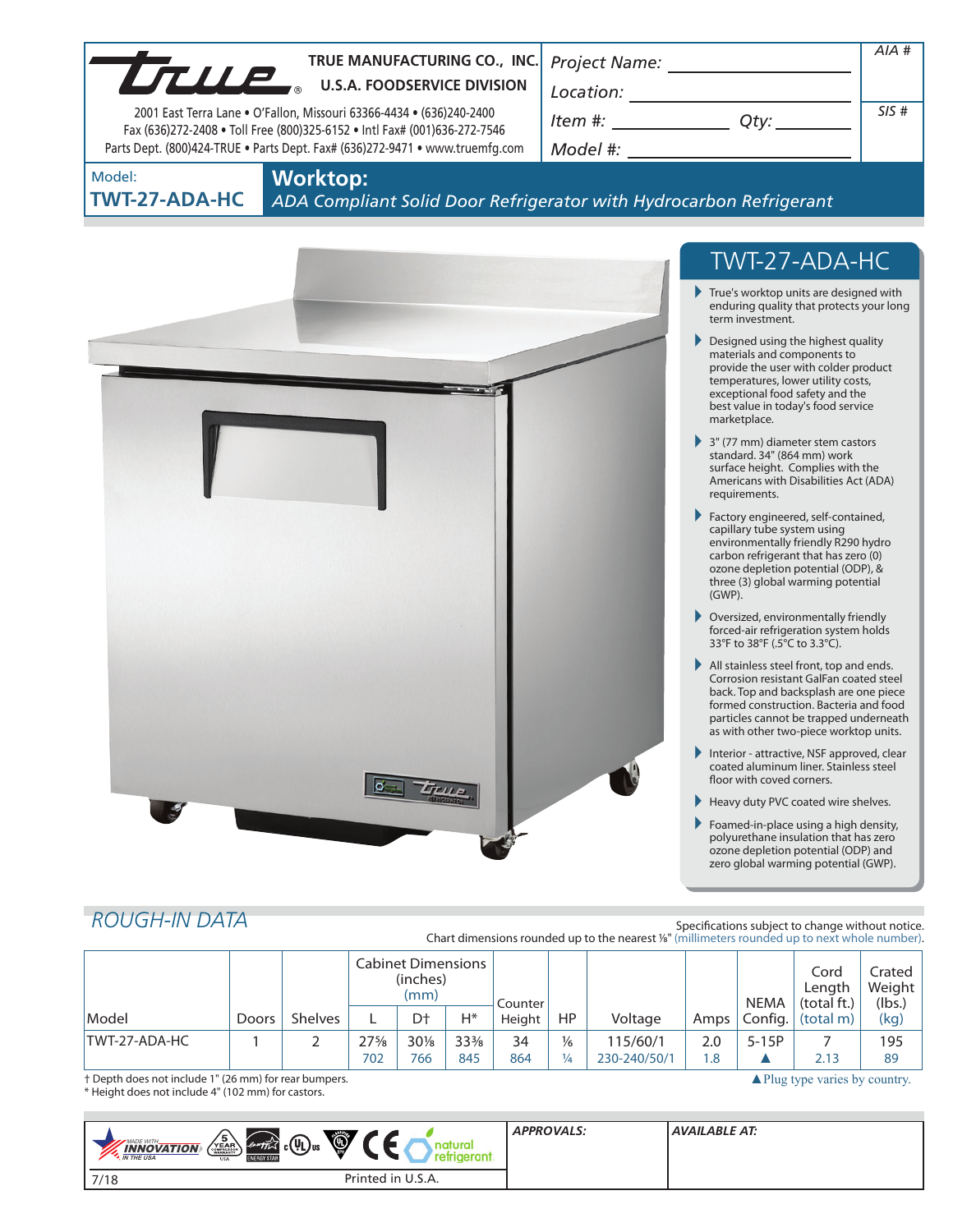**TRUE MANUFACTURING CO., INC.**
**U.S.A. FOODSERVICE DIVISION**

2001 East Terra Lane • O'Fallon, Missouri 63366-4434 • (636)240-2400
Fax (636)272-2408 • Toll Free (800)325-6152 • Intl Fax# (001)636-272-7546
Parts Dept. (800)424-TRUE • Parts Dept. Fax# (636)272-9471 • www.truemfg.com

Project Name: ____________
Location: ____________
Item #: ____________ Qty: ____________
Model #: ____________

AIA #
SIS #

Model: **TWT-27-ADA-HC**

# Worktop:

*ADA Compliant Solid Door Refrigerator with Hydrocarbon Refrigerant*

## TWT-27-ADA-HC

- True's worktop units are designed with enduring quality that protects your long term investment.
- Designed using the highest quality materials and components to provide the user with colder product temperatures, lower utility costs, exceptional food safety and the best value in today's food service marketplace.
- 3" (77 mm) diameter stem castors standard. 34" (864 mm) work surface height. Complies with the Americans with Disabilities Act (ADA) requirements.
- Factory engineered, self-contained, capillary tube system using environmentally friendly R290 hydro carbon refrigerant that has zero (0) ozone depletion potential (ODP), & three (3) global warming potential (GWP).
- Oversized, environmentally friendly forced-air refrigeration system holds 33°F to 38°F (.5°C to 3.3°C).
- All stainless steel front, top and ends. Corrosion resistant GalFan coated steel back. Top and backsplash are one piece formed construction. Bacteria and food particles cannot be trapped underneath as with other two-piece worktop units.
- Interior - attractive, NSF approved, clear coated aluminum liner. Stainless steel floor with coved corners.
- Heavy duty PVC coated wire shelves.
- Foamed-in-place using a high density, polyurethane insulation that has zero ozone depletion potential (ODP) and zero global warming potential (GWP).

## *ROUGH-IN DATA*

Specifications subject to change without notice.
Chart dimensions rounded up to the nearest ⅛" (millimeters rounded up to next whole number).

| Model | Doors | Shelves | Cabinet Dimensions (inches) (mm) L | D† | H* | Counter Height | HP | Voltage | Amps | NEMA Config. | Cord Length (total ft.) (total m) | Crated Weight (lbs.) (kg) |
|---|---|---|---|---|---|---|---|---|---|---|---|---|
| TWT-27-ADA-HC | 1 | 2 | 27⅝ | 30⅛ | 33⅜ | 34 | ⅙ | 115/60/1 | 2.0 | 5-15P | 7 | 195 |
| | | | 702 | 766 | 845 | 864 | ¼ | 230-240/50/1 | 1.8 | ▲ | 2.13 | 89 |

† Depth does not include 1" (26 mm) for rear bumpers.
\* Height does not include 4" (102 mm) for castors.

▲ Plug type varies by country.

APPROVALS:

AVAILABLE AT:

7/18 Printed in U.S.A.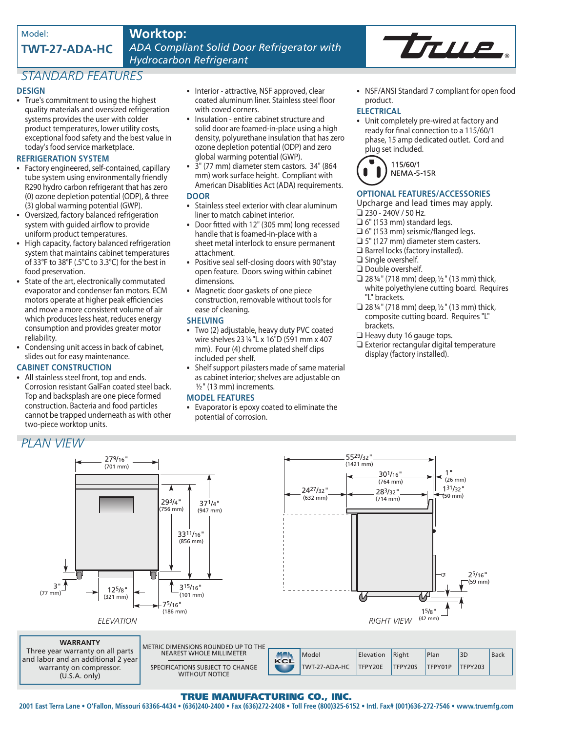Model:

**TWT-27-ADA-HC**

# Worktop:

*ADA Compliant Solid Door Refrigerator with Hydrocarbon Refrigerant*

## STANDARD FEATURES

### DESIGN

- True's commitment to using the highest quality materials and oversized refrigeration systems provides the user with colder product temperatures, lower utility costs, exceptional food safety and the best value in today's food service marketplace.

### REFRIGERATION SYSTEM

- Factory engineered, self-contained, capillary tube system using environmentally friendly R290 hydro carbon refrigerant that has zero (0) ozone depletion potential (ODP), & three (3) global warming potential (GWP).
- Oversized, factory balanced refrigeration system with guided airflow to provide uniform product temperatures.
- High capacity, factory balanced refrigeration system that maintains cabinet temperatures of 33°F to 38°F (.5°C to 3.3°C) for the best in food preservation.
- State of the art, electronically commutated evaporator and condenser fan motors. ECM motors operate at higher peak efficiencies and move a more consistent volume of air which produces less heat, reduces energy consumption and provides greater motor reliability.
- Condensing unit access in back of cabinet, slides out for easy maintenance.

### CABINET CONSTRUCTION

- All stainless steel front, top and ends. Corrosion resistant GalFan coated steel back. Top and backsplash are one piece formed construction. Bacteria and food particles cannot be trapped underneath as with other two-piece worktop units.
- Interior - attractive, NSF approved, clear coated aluminum liner. Stainless steel floor with coved corners.
- Insulation - entire cabinet structure and solid door are foamed-in-place using a high density, polyurethane insulation that has zero ozone depletion potential (ODP) and zero global warming potential (GWP).
- 3" (77 mm) diameter stem castors. 34" (864 mm) work surface height. Compliant with American Disablities Act (ADA) requirements.

### DOOR

- Stainless steel exterior with clear aluminum liner to match cabinet interior.
- Door fitted with 12" (305 mm) long recessed handle that is foamed-in-place with a sheet metal interlock to ensure permanent attachment.
- Positive seal self-closing doors with 90°stay open feature. Doors swing within cabinet dimensions.
- Magnetic door gaskets of one piece construction, removable without tools for ease of cleaning.

### SHELVING

- Two (2) adjustable, heavy duty PVC coated wire shelves 23 ¼"L x 16"D (591 mm x 407 mm). Four (4) chrome plated shelf clips included per shelf.
- Shelf support pilasters made of same material as cabinet interior; shelves are adjustable on ½" (13 mm) increments.

### MODEL FEATURES

- Evaporator is epoxy coated to eliminate the potential of corrosion.
- NSF/ANSI Standard 7 compliant for open food product.

### ELECTRICAL

- Unit completely pre-wired at factory and ready for final connection to a 115/60/1 phase, 15 amp dedicated outlet. Cord and plug set included.

115/60/1
NEMA-5-15R

### OPTIONAL FEATURES/ACCESSORIES

Upcharge and lead times may apply.

- ❑ 230 - 240V / 50 Hz.
- ❑ 6" (153 mm) standard legs.
- ❑ 6" (153 mm) seismic/flanged legs.
- ❑ 5" (127 mm) diameter stem casters.
- ❑ Barrel locks (factory installed).
- ❑ Single overshelf.
- ❑ Double overshelf.
- ❑ 28 ¼" (718 mm) deep, ½" (13 mm) thick, white polyethylene cutting board. Requires "L" brackets.
- ❑ 28 ¼" (718 mm) deep, ½" (13 mm) thick, composite cutting board. Requires "L" brackets.
- ❑ Heavy duty 16 gauge tops.
- ❑ Exterior rectangular digital temperature display (factory installed).

## PLAN VIEW

27 9/16" (701 mm)
29 3/4" (756 mm)
37 1/4" (947 mm)
33 11/16" (856 mm)
3" (77 mm)
12 5/8" (321 mm)
3 15/16" (101 mm)
7 5/16" (186 mm)

ELEVATION

55 29/32" (1421 mm)
30 1/16" (764 mm)
1" (26 mm)
1 31/32" (50 mm)
24 27/32" (632 mm)
28 3/32" (714 mm)
2 5/16" (59 mm)
1 5/8" (42 mm)

RIGHT VIEW

**WARRANTY**
Three year warranty on all parts and labor and an additional 2 year warranty on compressor.
(U.S.A. only)

METRIC DIMENSIONS ROUNDED UP TO THE NEAREST WHOLE MILLIMETER

SPECIFICATIONS SUBJECT TO CHANGE WITHOUT NOTICE

| Model | Elevation | Right | Plan | 3D | Back |
|---|---|---|---|---|---|
| TWT-27-ADA-HC | TFPY20E | TFPY20S | TFPY01P | TFPY203 | |

**TRUE MANUFACTURING CO., INC.**

2001 East Terra Lane • O'Fallon, Missouri 63366-4434 • (636)240-2400 • Fax (636)272-2408 • Toll Free (800)325-6152 • Intl. Fax# (001)636-272-7546 • www.truemfg.com